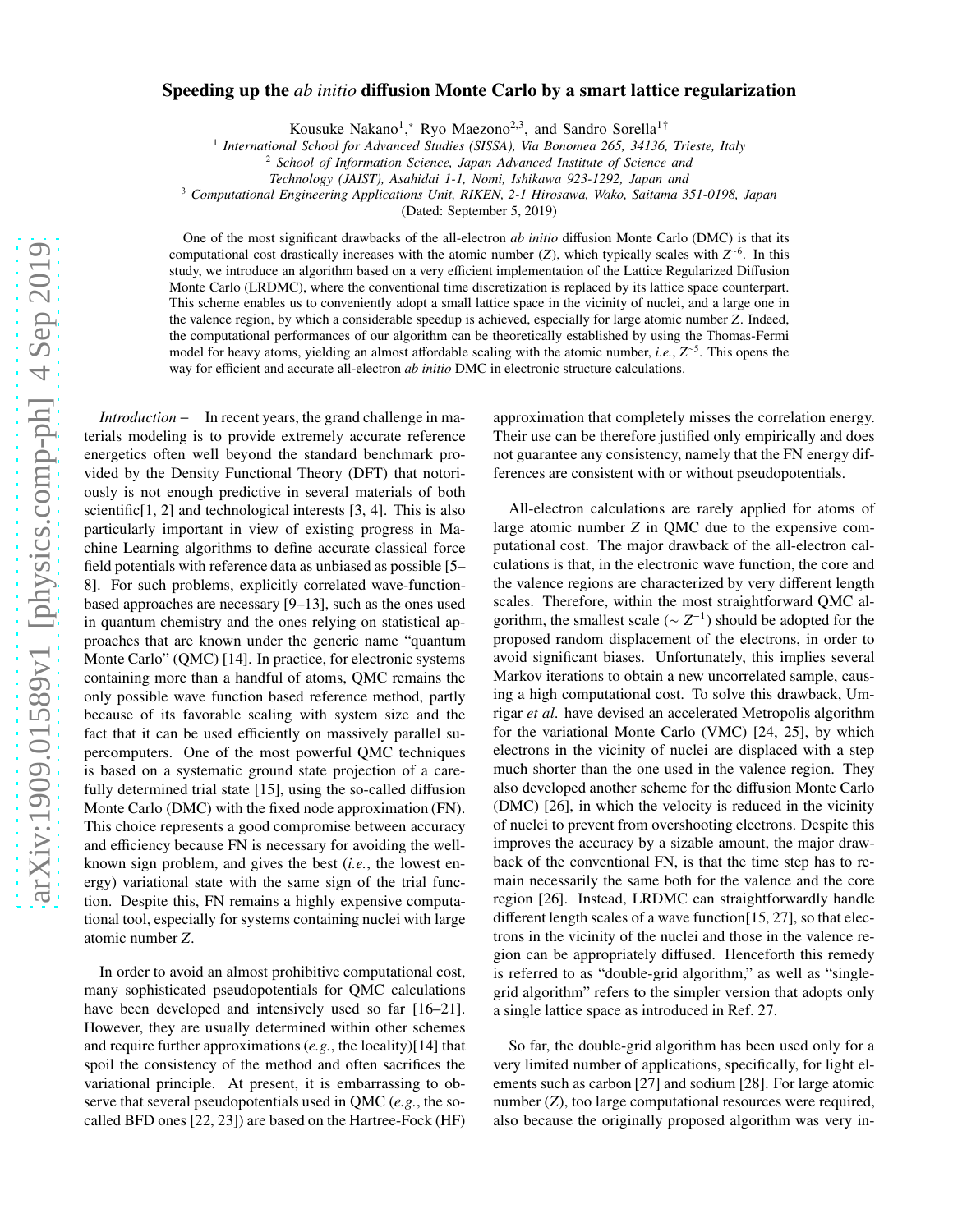# Speeding up the *ab initio* diffusion Monte Carlo by a smart lattice regularization

Kousuke Nakano[1,*], Ryo Maezono[2,3], and Sandro Sorella[1†]

[1] *International School for Advanced Studies (SISSA), Via Bonomea 265, 34136, Trieste, Italy*
[2] *School of Information Science, Japan Advanced Institute of Science and Technology (JAIST), Asahidai 1-1, Nomi, Ishikawa 923-1292, Japan and*
[3] *Computational Engineering Applications Unit, RIKEN, 2-1 Hirosawa, Wako, Saitama 351-0198, Japan*

(Dated: September 5, 2019)

One of the most significant drawbacks of the all-electron *ab initio* diffusion Monte Carlo (DMC) is that its computational cost drastically increases with the atomic number ($Z$), which typically scales with $Z^{\sim 6}$. In this study, we introduce an algorithm based on a very efficient implementation of the Lattice Regularized Diffusion Monte Carlo (LRDMC), where the conventional time discretization is replaced by its lattice space counterpart. This scheme enables us to conveniently adopt a small lattice space in the vicinity of nuclei, and a large one in the valence region, by which a considerable speedup is achieved, especially for large atomic number $Z$. Indeed, the computational performances of our algorithm can be theoretically established by using the Thomas-Fermi model for heavy atoms, yielding an almost affordable scaling with the atomic number, *i.e.*, $Z^{\sim 5}$. This opens the way for efficient and accurate all-electron *ab initio* DMC in electronic structure calculations.

*Introduction* – In recent years, the grand challenge in materials modeling is to provide extremely accurate reference energetics often well beyond the standard benchmark provided by the Density Functional Theory (DFT) that notoriously is not enough predictive in several materials of both scientific[1, 2] and technological interests [3, 4]. This is also particularly important in view of existing progress in Machine Learning algorithms to define accurate classical force field potentials with reference data as unbiased as possible [5–8]. For such problems, explicitly correlated wave-function-based approaches are necessary [9–13], such as the ones used in quantum chemistry and the ones relying on statistical approaches that are known under the generic name "quantum Monte Carlo" (QMC) [14]. In practice, for electronic systems containing more than a handful of atoms, QMC remains the only possible wave function based reference method, partly because of its favorable scaling with system size and the fact that it can be used efficiently on massively parallel supercomputers. One of the most powerful QMC techniques is based on a systematic ground state projection of a carefully determined trial state [15], using the so-called diffusion Monte Carlo (DMC) with the fixed node approximation (FN). This choice represents a good compromise between accuracy and efficiency because FN is necessary for avoiding the well-known sign problem, and gives the best (*i.e.*, the lowest energy) variational state with the same sign of the trial function. Despite this, FN remains a highly expensive computational tool, especially for systems containing nuclei with large atomic number $Z$.

In order to avoid an almost prohibitive computational cost, many sophisticated pseudopotentials for QMC calculations have been developed and intensively used so far [16–21]. However, they are usually determined within other schemes and require further approximations (*e.g.*, the locality)[14] that spoil the consistency of the method and often sacrifices the variational principle. At present, it is embarrassing to observe that several pseudopotentials used in QMC (*e.g.*, the so-called BFD ones [22, 23]) are based on the Hartree-Fock (HF) approximation that completely misses the correlation energy. Their use can be therefore justified only empirically and does not guarantee any consistency, namely that the FN energy differences are consistent with or without pseudopotentials.

All-electron calculations are rarely applied for atoms of large atomic number $Z$ in QMC due to the expensive computational cost. The major drawback of the all-electron calculations is that, in the electronic wave function, the core and the valence regions are characterized by very different length scales. Therefore, within the most straightforward QMC algorithm, the smallest scale ($\sim Z^{-1}$) should be adopted for the proposed random displacement of the electrons, in order to avoid significant biases. Unfortunately, this implies several Markov iterations to obtain a new uncorrelated sample, causing a high computational cost. To solve this drawback, Umrigar *et al.* have devised an accelerated Metropolis algorithm for the variational Monte Carlo (VMC) [24, 25], by which electrons in the vicinity of nuclei are displaced with a step much shorter than the one used in the valence region. They also developed another scheme for the diffusion Monte Carlo (DMC) [26], in which the velocity is reduced in the vicinity of nuclei to prevent from overshooting electrons. Despite this improves the accuracy by a sizable amount, the major drawback of the conventional FN, is that the time step has to remain necessarily the same both for the valence and the core region [26]. Instead, LRDMC can straightforwardly handle different length scales of a wave function[15, 27], so that electrons in the vicinity of the nuclei and those in the valence region can be appropriately diffused. Henceforth this remedy is referred to as "double-grid algorithm," as well as "single-grid algorithm" refers to the simpler version that adopts only a single lattice space as introduced in Ref. 27.

So far, the double-grid algorithm has been used only for a very limited number of applications, specifically, for light elements such as carbon [27] and sodium [28]. For large atomic number ($Z$), too large computational resources were required, also because the originally proposed algorithm was very in-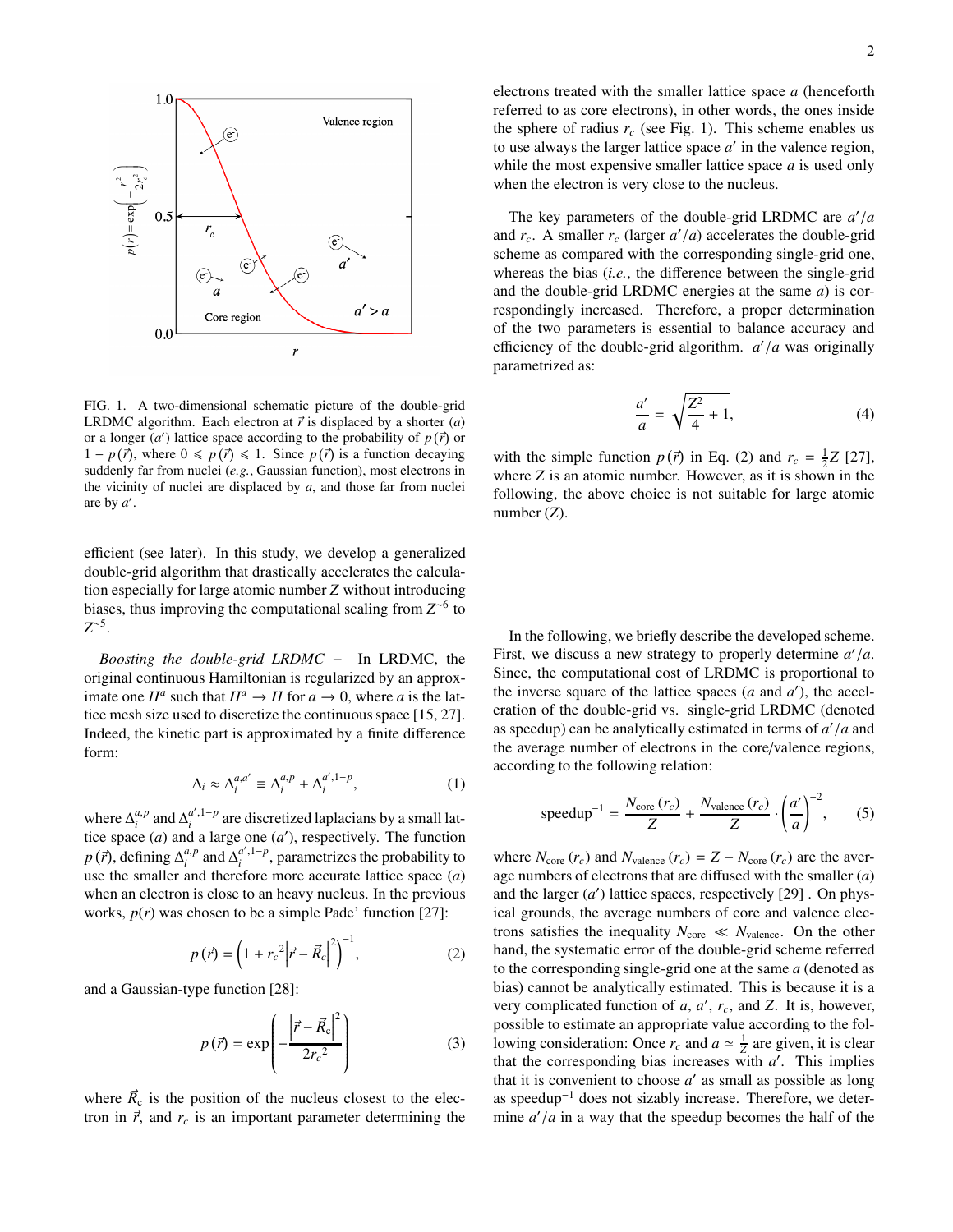FIG. 1. A two-dimensional schematic picture of the double-grid LRDMC algorithm. Each electron at $\vec{r}$ is displaced by a shorter ($a$) or a longer ($a'$) lattice space according to the probability of $p(\vec{r})$ or $1 - p(\vec{r})$, where $0 \leqslant p(\vec{r}) \leqslant 1$. Since $p(\vec{r})$ is a function decaying suddenly far from nuclei (*e.g.*, Gaussian function), most electrons in the vicinity of nuclei are displaced by $a$, and those far from nuclei are by $a'$.

efficient (see later). In this study, we develop a generalized double-grid algorithm that drastically accelerates the calculation especially for large atomic number $Z$ without introducing biases, thus improving the computational scaling from $Z^{\sim 6}$ to $Z^{\sim 5}$.

*Boosting the double-grid LRDMC* – In LRDMC, the original continuous Hamiltonian is regularized by an approximate one $H^a$ such that $H^a \to H$ for $a \to 0$, where $a$ is the lattice mesh size used to discretize the continuous space [15, 27]. Indeed, the kinetic part is approximated by a finite difference form:

$$\Delta_i \approx \Delta_i^{a,a'} \equiv \Delta_i^{a,p} + \Delta_i^{a',1-p}, \tag{1}$$

where $\Delta_i^{a,p}$ and $\Delta_i^{a',1-p}$ are discretized laplacians by a small lattice space ($a$) and a large one ($a'$), respectively. The function $p(\vec{r})$, defining $\Delta_i^{a,p}$ and $\Delta_i^{a',1-p}$, parametrizes the probability to use the smaller and therefore more accurate lattice space ($a$) when an electron is close to an heavy nucleus. In the previous works, $p(r)$ was chosen to be a simple Pade' function [27]:

$$p(\vec{r}) = \left(1 + {r_c}^2 \left|\vec{r} - \vec{R_c}\right|^2\right)^{-1}, \tag{2}$$

and a Gaussian-type function [28]:

$$p(\vec{r}) = \exp\left(-\frac{\left|\vec{r} - \vec{R}_{\rm c}\right|^2}{2{r_c}^2}\right) \tag{3}$$

where $\vec{R}_{\rm c}$ is the position of the nucleus closest to the electron in $\vec{r}$, and $r_c$ is an important parameter determining the electrons treated with the smaller lattice space $a$ (henceforth referred to as core electrons), in other words, the ones inside the sphere of radius $r_c$ (see Fig. 1). This scheme enables us to use always the larger lattice space $a'$ in the valence region, while the most expensive smaller lattice space $a$ is used only when the electron is very close to the nucleus.

The key parameters of the double-grid LRDMC are $a'/a$ and $r_c$. A smaller $r_c$ (larger $a'/a$) accelerates the double-grid scheme as compared with the corresponding single-grid one, whereas the bias (*i.e.*, the difference between the single-grid and the double-grid LRDMC energies at the same $a$) is correspondingly increased. Therefore, a proper determination of the two parameters is essential to balance accuracy and efficiency of the double-grid algorithm. $a'/a$ was originally parametrized as:

$$\frac{a'}{a} = \sqrt{\frac{Z^2}{4} + 1}, \tag{4}$$

with the simple function $p(\vec{r})$ in Eq. (2) and $r_c = \frac{1}{2}Z$ [27], where $Z$ is an atomic number. However, as it is shown in the following, the above choice is not suitable for large atomic number ($Z$).

In the following, we briefly describe the developed scheme. First, we discuss a new strategy to properly determine $a'/a$. Since, the computational cost of LRDMC is proportional to the inverse square of the lattice spaces ($a$ and $a'$), the acceleration of the double-grid vs. single-grid LRDMC (denoted as speedup) can be analytically estimated in terms of $a'/a$ and the average number of electrons in the core/valence regions, according to the following relation:

$$\text{speedup}^{-1} = \frac{N_{\rm core}(r_c)}{Z} + \frac{N_{\rm valence}(r_c)}{Z} \cdot \left(\frac{a'}{a}\right)^{-2}, \tag{5}$$

where $N_{\rm core}(r_c)$ and $N_{\rm valence}(r_c) = Z - N_{\rm core}(r_c)$ are the average numbers of electrons that are diffused with the smaller ($a$) and the larger ($a'$) lattice spaces, respectively [29] . On physical grounds, the average numbers of core and valence electrons satisfies the inequality $N_{\rm core} \ll N_{\rm valence}$. On the other hand, the systematic error of the double-grid scheme referred to the corresponding single-grid one at the same $a$ (denoted as bias) cannot be analytically estimated. This is because it is a very complicated function of $a$, $a'$, $r_c$, and $Z$. It is, however, possible to estimate an appropriate value according to the following consideration: Once $r_c$ and $a \simeq \frac{1}{Z}$ are given, it is clear that the corresponding bias increases with $a'$. This implies that it is convenient to choose $a'$ as small as possible as long as speedup$^{-1}$ does not sizably increase. Therefore, we determine $a'/a$ in a way that the speedup becomes the half of the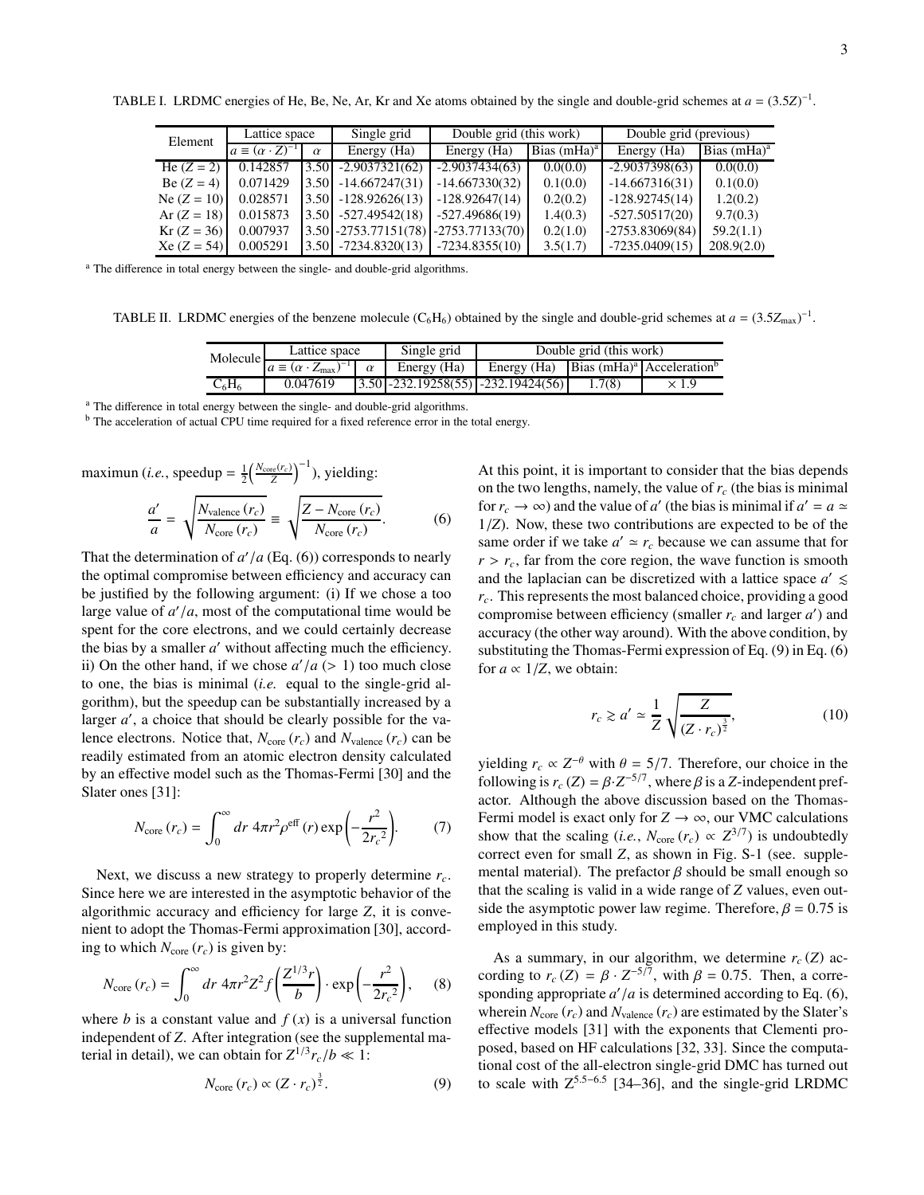TABLE I. LRDMC energies of He, Be, Ne, Ar, Kr and Xe atoms obtained by the single and double-grid schemes at $a = (3.5Z)^{-1}$.

| Element | Lattice space | | Single grid | Double grid (this work) | | Double grid (previous) | |
|---|---|---|---|---|---|---|---|
| | $a \equiv (\alpha \cdot Z)^{-1}$ | $\alpha$ | Energy (Ha) | Energy (Ha) | Bias (mHa)[a] | Energy (Ha) | Bias (mHa)[a] |
| He ($Z = 2$) | 0.142857 | 3.50 | -2.9037321(62) | -2.9037434(63) | 0.0(0.0) | -2.9037398(63) | 0.0(0.0) |
| Be ($Z = 4$) | 0.071429 | 3.50 | -14.667247(31) | -14.667330(32) | 0.1(0.0) | -14.667316(31) | 0.1(0.0) |
| Ne ($Z = 10$) | 0.028571 | 3.50 | -128.92626(13) | -128.92647(14) | 0.2(0.2) | -128.92745(14) | 1.2(0.2) |
| Ar ($Z = 18$) | 0.015873 | 3.50 | -527.49542(18) | -527.49686(19) | 1.4(0.3) | -527.50517(20) | 9.7(0.3) |
| Kr ($Z = 36$) | 0.007937 | 3.50 | -2753.77151(78) | -2753.77133(70) | 0.2(1.0) | -2753.83069(84) | 59.2(1.1) |
| Xe ($Z = 54$) | 0.005291 | 3.50 | -7234.8320(13) | -7234.8355(10) | 3.5(1.7) | -7235.0409(15) | 208.9(2.0) |

[a] The difference in total energy between the single- and double-grid algorithms.

TABLE II. LRDMC energies of the benzene molecule ($C_6H_6$) obtained by the single and double-grid schemes at $a = (3.5Z_{\max})^{-1}$.

| Molecule | Lattice space | | Single grid | Double grid (this work) | | |
|---|---|---|---|---|---|---|
| | $a \equiv (\alpha \cdot Z_{\max})^{-1}$ | $\alpha$ | Energy (Ha) | Energy (Ha) | Bias (mHa)[a] | Acceleration[b] |
| $C_6H_6$ | 0.047619 | 3.50 | -232.19258(55) | -232.19424(56) | 1.7(8) | $\times$ 1.9 |

[a] The difference in total energy between the single- and double-grid algorithms.
[b] The acceleration of actual CPU time required for a fixed reference error in the total energy.

maximun (*i.e.*, speedup $= \frac{1}{2}\left(\frac{N_{\text{core}}(r_c)}{Z}\right)^{-1}$), yielding:

$$\frac{a'}{a} = \sqrt{\frac{N_{\text{valence}}(r_c)}{N_{\text{core}}(r_c)}} \equiv \sqrt{\frac{Z - N_{\text{core}}(r_c)}{N_{\text{core}}(r_c)}}. \tag{6}$$

That the determination of $a'/a$ (Eq. (6)) corresponds to nearly the optimal compromise between efficiency and accuracy can be justified by the following argument: (i) If we chose a too large value of $a'/a$, most of the computational time would be spent for the core electrons, and we could certainly decrease the bias by a smaller $a'$ without affecting much the efficiency. ii) On the other hand, if we chose $a'/a$ ($> 1$) too much close to one, the bias is minimal (*i.e.* equal to the single-grid algorithm), but the speedup can be substantially increased by a larger $a'$, a choice that should be clearly possible for the valence electrons. Notice that, $N_{\text{core}}(r_c)$ and $N_{\text{valence}}(r_c)$ can be readily estimated from an atomic electron density calculated by an effective model such as the Thomas-Fermi [30] and the Slater ones [31]:

$$N_{\text{core}}(r_c) = \int_0^\infty dr\; 4\pi r^2 \rho^{\text{eff}}(r) \exp\left(-\frac{r^2}{2{r_c}^2}\right). \tag{7}$$

Next, we discuss a new strategy to properly determine $r_c$. Since here we are interested in the asymptotic behavior of the algorithmic accuracy and efficiency for large $Z$, it is convenient to adopt the Thomas-Fermi approximation [30], according to which $N_{\text{core}}(r_c)$ is given by:

$$N_{\text{core}}(r_c) = \int_0^\infty dr\; 4\pi r^2 Z^2 f\left(\frac{Z^{1/3} r}{b}\right) \cdot \exp\left(-\frac{r^2}{2{r_c}^2}\right), \tag{8}$$

where $b$ is a constant value and $f(x)$ is a universal function independent of $Z$. After integration (see the supplemental material in detail), we can obtain for $Z^{1/3} r_c / b \ll 1$:

$$N_{\text{core}}(r_c) \propto (Z \cdot r_c)^{\frac{3}{2}}. \tag{9}$$

At this point, it is important to consider that the bias depends on the two lengths, namely, the value of $r_c$ (the bias is minimal for $r_c \to \infty$) and the value of $a'$ (the bias is minimal if $a' = a \simeq 1/Z$). Now, these two contributions are expected to be of the same order if we take $a' \simeq r_c$ because we can assume that for $r > r_c$, far from the core region, the wave function is smooth and the laplacian can be discretized with a lattice space $a' \lesssim r_c$. This represents the most balanced choice, providing a good compromise between efficiency (smaller $r_c$ and larger $a'$) and accuracy (the other way around). With the above condition, by substituting the Thomas-Fermi expression of Eq. (9) in Eq. (6) for $a \propto 1/Z$, we obtain:

$$r_c \gtrsim a' \simeq \frac{1}{Z}\sqrt{\frac{Z}{(Z \cdot r_c)^{\frac{3}{2}}}}, \tag{10}$$

yielding $r_c \propto Z^{-\theta}$ with $\theta = 5/7$. Therefore, our choice in the following is $r_c(Z) = \beta \cdot Z^{-5/7}$, where $\beta$ is a $Z$-independent prefactor. Although the above discussion based on the Thomas-Fermi model is exact only for $Z \to \infty$, our VMC calculations show that the scaling (*i.e.*, $N_{\text{core}}(r_c) \propto Z^{3/7}$) is undoubtedly correct even for small $Z$, as shown in Fig. S-1 (see. supplemental material). The prefactor $\beta$ should be small enough so that the scaling is valid in a wide range of $Z$ values, even outside the asymptotic power law regime. Therefore, $\beta = 0.75$ is employed in this study.

As a summary, in our algorithm, we determine $r_c(Z)$ according to $r_c(Z) = \beta \cdot Z^{-5/7}$, with $\beta = 0.75$. Then, a corresponding appropriate $a'/a$ is determined according to Eq. (6), wherein $N_{\text{core}}(r_c)$ and $N_{\text{valence}}(r_c)$ are estimated by the Slater's effective models [31] with the exponents that Clementi proposed, based on HF calculations [32, 33]. Since the computational cost of the all-electron single-grid DMC has turned out to scale with $Z^{5.5-6.5}$ [34–36], and the single-grid LRDMC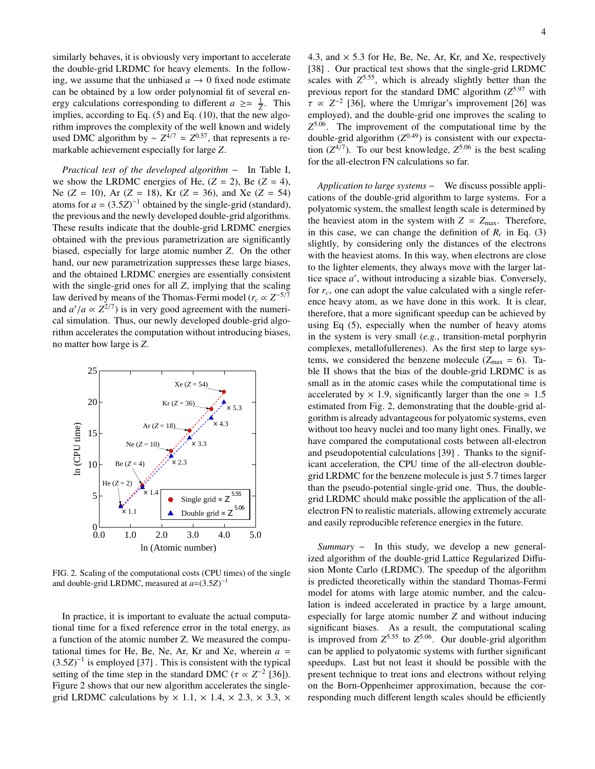similarly behaves, it is obviously very important to accelerate the double-grid LRDMC for heavy elements. In the following, we assume that the unbiased $a \to 0$ fixed node estimate can be obtained by a low order polynomial fit of several energy calculations corresponding to different $a \gtrsim \frac{1}{Z}$. This implies, according to Eq. (5) and Eq. (10), that the new algorithm improves the complexity of the well known and widely used DMC algorithm by $\sim Z^{4/7} \simeq Z^{0.57}$, that represents a remarkable achievement especially for large $Z$.

*Practical test of the developed algorithm* – In Table I, we show the LRDMC energies of He, ($Z = 2$), Be ($Z = 4$), Ne ($Z = 10$), Ar ($Z = 18$), Kr ($Z = 36$), and Xe ($Z = 54$) atoms for $a = (3.5Z)^{-1}$ obtained by the single-grid (standard), the previous and the newly developed double-grid algorithms. These results indicate that the double-grid LRDMC energies obtained with the previous parametrization are significantly biased, especially for large atomic number $Z$. On the other hand, our new parametrization suppresses these large biases, and the obtained LRDMC energies are essentially consistent with the single-grid ones for all $Z$, implying that the scaling law derived by means of the Thomas-Fermi model ($r_c \propto Z^{-5/7}$ and $a'/a \propto Z^{2/7}$) is in very good agreement with the numerical simulation. Thus, our newly developed double-grid algorithm accelerates the computation without introducing biases, no matter how large is $Z$.

FIG. 2. Scaling of the computational costs (CPU times) of the single and double-grid LRDMC, measured at $a=(3.5Z)^{-1}$

In practice, it is important to evaluate the actual computational time for a fixed reference error in the total energy, as a function of the atomic number Z. We measured the computational times for He, Be, Ne, Ar, Kr and Xe, wherein $a = (3.5Z)^{-1}$ is employed [37] . This is consistent with the typical setting of the time step in the standard DMC ($\tau \propto Z^{-2}$ [36]). Figure 2 shows that our new algorithm accelerates the single-grid LRDMC calculations by × 1.1, × 1.4, × 2.3, × 3.3, × 4.3, and × 5.3 for He, Be, Ne, Ar, Kr, and Xe, respectively [38] . Our practical test shows that the single-grid LRDMC scales with $Z^{5.55}$, which is already slightly better than the previous report for the standard DMC algorithm ($Z^{5.97}$ with $\tau \propto Z^{-2}$ [36], where the Umrigar's improvement [26] was employed), and the double-grid one improves the scaling to $Z^{5.06}$. The improvement of the computational time by the double-grid algorithm ($Z^{0.49}$) is consistent with our expectation ($Z^{4/7}$). To our best knowledge, $Z^{5.06}$ is the best scaling for the all-electron FN calculations so far.

*Application to large systems* – We discuss possible applications of the double-grid algorithm to large systems. For a polyatomic system, the smallest length scale is determined by the heaviest atom in the system with $Z = Z_{\max}$. Therefore, in this case, we can change the definition of $R_c$ in Eq. (3) slightly, by considering only the distances of the electrons with the heaviest atoms. In this way, when electrons are close to the lighter elements, they always move with the larger lattice space $a'$, without introducing a sizable bias. Conversely, for $r_c$, one can adopt the value calculated with a single reference heavy atom, as we have done in this work. It is clear, therefore, that a more significant speedup can be achieved by using Eq (5), especially when the number of heavy atoms in the system is very small (*e.g.*, transition-metal porphyrin complexes, metallofullerenes). As the first step to large systems, we considered the benzene molecule ($Z_{\max} = 6$). Table II shows that the bias of the double-grid LRDMC is as small as in the atomic cases while the computational time is accelerated by × 1.9, significantly larger than the one $\simeq$ 1.5 estimated from Fig. 2, demonstrating that the double-grid algorithm is already advantageous for polyatomic systems, even without too heavy nuclei and too many light ones. Finally, we have compared the computational costs between all-electron and pseudopotential calculations [39] . Thanks to the significant acceleration, the CPU time of the all-electron double-grid LRDMC for the benzene molecule is just 5.7 times larger than the pseudo-potential single-grid one. Thus, the double-grid LRDMC should make possible the application of the all-electron FN to realistic materials, allowing extremely accurate and easily reproducible reference energies in the future.

*Summary* – In this study, we develop a new generalized algorithm of the double-grid Lattice Regularized Diffusion Monte Carlo (LRDMC). The speedup of the algorithm is predicted theoretically within the standard Thomas-Fermi model for atoms with large atomic number, and the calculation is indeed accelerated in practice by a large amount, especially for large atomic number $Z$ and without inducing significant biases. As a result, the computational scaling is improved from $Z^{5.55}$ to $Z^{5.06}$. Our double-grid algorithm can be applied to polyatomic systems with further significant speedups. Last but not least it should be possible with the present technique to treat ions and electrons without relying on the Born-Oppenheimer approximation, because the corresponding much different length scales should be efficiently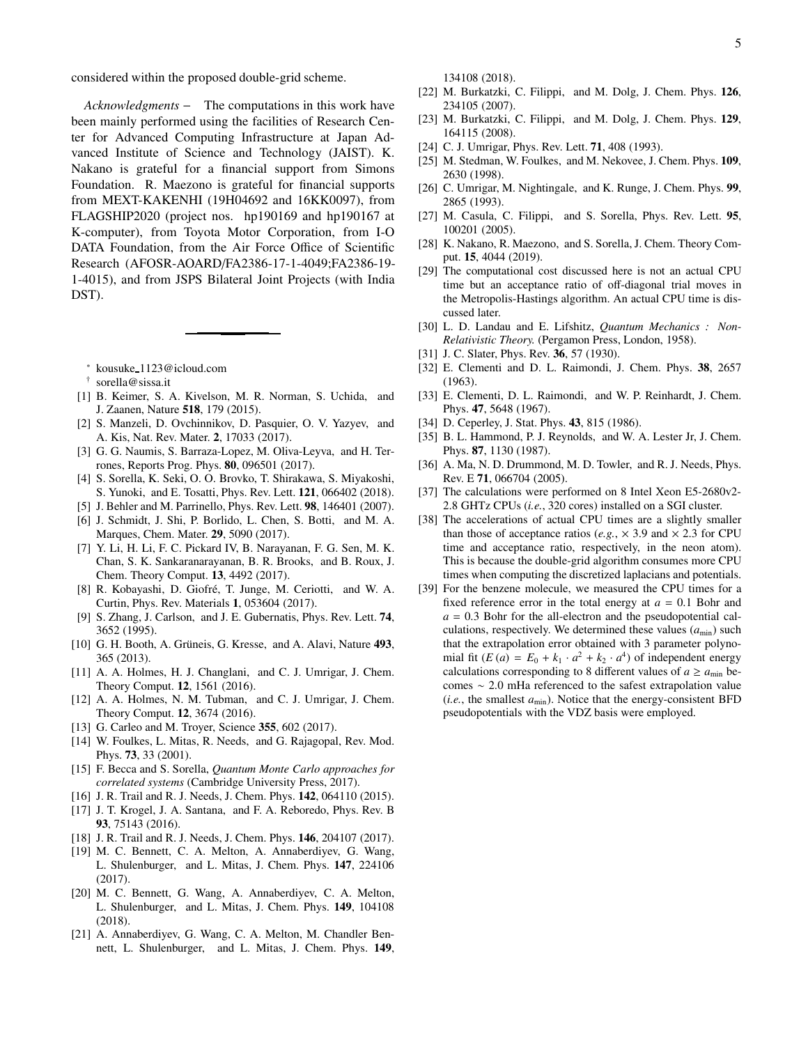considered within the proposed double-grid scheme.

*Acknowledgments* – The computations in this work have been mainly performed using the facilities of Research Center for Advanced Computing Infrastructure at Japan Advanced Institute of Science and Technology (JAIST). K. Nakano is grateful for a financial support from Simons Foundation. R. Maezono is grateful for financial supports from MEXT-KAKENHI (19H04692 and 16KK0097), from FLAGSHIP2020 (project nos. hp190169 and hp190167 at K-computer), from Toyota Motor Corporation, from I-O DATA Foundation, from the Air Force Office of Scientific Research (AFOSR-AOARD/FA2386-17-1-4049;FA2386-19-1-4015), and from JSPS Bilateral Joint Projects (with India DST).

---

[*] kousuke_1123@icloud.com

[†] sorella@sissa.it

[1] B. Keimer, S. A. Kivelson, M. R. Norman, S. Uchida, and J. Zaanen, Nature **518**, 179 (2015).

[2] S. Manzeli, D. Ovchinnikov, D. Pasquier, O. V. Yazyev, and A. Kis, Nat. Rev. Mater. **2**, 17033 (2017).

[3] G. G. Naumis, S. Barraza-Lopez, M. Oliva-Leyva, and H. Terrones, Reports Prog. Phys. **80**, 096501 (2017).

[4] S. Sorella, K. Seki, O. O. Brovko, T. Shirakawa, S. Miyakoshi, S. Yunoki, and E. Tosatti, Phys. Rev. Lett. **121**, 066402 (2018).

[5] J. Behler and M. Parrinello, Phys. Rev. Lett. **98**, 146401 (2007).

[6] J. Schmidt, J. Shi, P. Borlido, L. Chen, S. Botti, and M. A. Marques, Chem. Mater. **29**, 5090 (2017).

[7] Y. Li, H. Li, F. C. Pickard IV, B. Narayanan, F. G. Sen, M. K. Chan, S. K. Sankaranarayanan, B. R. Brooks, and B. Roux, J. Chem. Theory Comput. **13**, 4492 (2017).

[8] R. Kobayashi, D. Giofré, T. Junge, M. Ceriotti, and W. A. Curtin, Phys. Rev. Materials **1**, 053604 (2017).

[9] S. Zhang, J. Carlson, and J. E. Gubernatis, Phys. Rev. Lett. **74**, 3652 (1995).

[10] G. H. Booth, A. Grüneis, G. Kresse, and A. Alavi, Nature **493**, 365 (2013).

[11] A. A. Holmes, H. J. Changlani, and C. J. Umrigar, J. Chem. Theory Comput. **12**, 1561 (2016).

[12] A. A. Holmes, N. M. Tubman, and C. J. Umrigar, J. Chem. Theory Comput. **12**, 3674 (2016).

[13] G. Carleo and M. Troyer, Science **355**, 602 (2017).

[14] W. Foulkes, L. Mitas, R. Needs, and G. Rajagopal, Rev. Mod. Phys. **73**, 33 (2001).

[15] F. Becca and S. Sorella, *Quantum Monte Carlo approaches for correlated systems* (Cambridge University Press, 2017).

[16] J. R. Trail and R. J. Needs, J. Chem. Phys. **142**, 064110 (2015).

[17] J. T. Krogel, J. A. Santana, and F. A. Reboredo, Phys. Rev. B **93**, 75143 (2016).

[18] J. R. Trail and R. J. Needs, J. Chem. Phys. **146**, 204107 (2017).

[19] M. C. Bennett, C. A. Melton, A. Annaberdiyev, G. Wang, L. Shulenburger, and L. Mitas, J. Chem. Phys. **147**, 224106 (2017).

[20] M. C. Bennett, G. Wang, A. Annaberdiyev, C. A. Melton, L. Shulenburger, and L. Mitas, J. Chem. Phys. **149**, 104108 (2018).

[21] A. Annaberdiyev, G. Wang, C. A. Melton, M. Chandler Bennett, L. Shulenburger, and L. Mitas, J. Chem. Phys. **149**, 134108 (2018).

[22] M. Burkatzki, C. Filippi, and M. Dolg, J. Chem. Phys. **126**, 234105 (2007).

[23] M. Burkatzki, C. Filippi, and M. Dolg, J. Chem. Phys. **129**, 164115 (2008).

[24] C. J. Umrigar, Phys. Rev. Lett. **71**, 408 (1993).

[25] M. Stedman, W. Foulkes, and M. Nekovee, J. Chem. Phys. **109**, 2630 (1998).

[26] C. Umrigar, M. Nightingale, and K. Runge, J. Chem. Phys. **99**, 2865 (1993).

[27] M. Casula, C. Filippi, and S. Sorella, Phys. Rev. Lett. **95**, 100201 (2005).

[28] K. Nakano, R. Maezono, and S. Sorella, J. Chem. Theory Comput. **15**, 4044 (2019).

[29] The computational cost discussed here is not an actual CPU time but an acceptance ratio of off-diagonal trial moves in the Metropolis-Hastings algorithm. An actual CPU time is discussed later.

[30] L. D. Landau and E. Lifshitz, *Quantum Mechanics : Non-Relativistic Theory.* (Pergamon Press, London, 1958).

[31] J. C. Slater, Phys. Rev. **36**, 57 (1930).

[32] E. Clementi and D. L. Raimondi, J. Chem. Phys. **38**, 2657 (1963).

[33] E. Clementi, D. L. Raimondi, and W. P. Reinhardt, J. Chem. Phys. **47**, 5648 (1967).

[34] D. Ceperley, J. Stat. Phys. **43**, 815 (1986).

[35] B. L. Hammond, P. J. Reynolds, and W. A. Lester Jr, J. Chem. Phys. **87**, 1130 (1987).

[36] A. Ma, N. D. Drummond, M. D. Towler, and R. J. Needs, Phys. Rev. E **71**, 066704 (2005).

[37] The calculations were performed on 8 Intel Xeon E5-2680v2-2.8 GHz CPUs (*i.e.*, 320 cores) installed on a SGI cluster.

[38] The accelerations of actual CPU times are a slightly smaller than those of acceptance ratios (*e.g.*, $\times$ 3.9 and $\times$ 2.3 for CPU time and acceptance ratio, respectively, in the neon atom). This is because the double-grid algorithm consumes more CPU times when computing the discretized laplacians and potentials.

[39] For the benzene molecule, we measured the CPU times for a fixed reference error in the total energy at $a = 0.1$ Bohr and $a = 0.3$ Bohr for the all-electron and the pseudopotential calculations, respectively. We determined these values ($a_{\min}$) such that the extrapolation error obtained with 3 parameter polynomial fit ($E(a) = E_0 + k_1 \cdot a^2 + k_2 \cdot a^4$) of independent energy calculations corresponding to 8 different values of $a \geq a_{\min}$ becomes $\sim$ 2.0 mHa referenced to the safest extrapolation value (*i.e.*, the smallest $a_{\min}$). Notice that the energy-consistent BFD pseudopotentials with the VDZ basis were employed.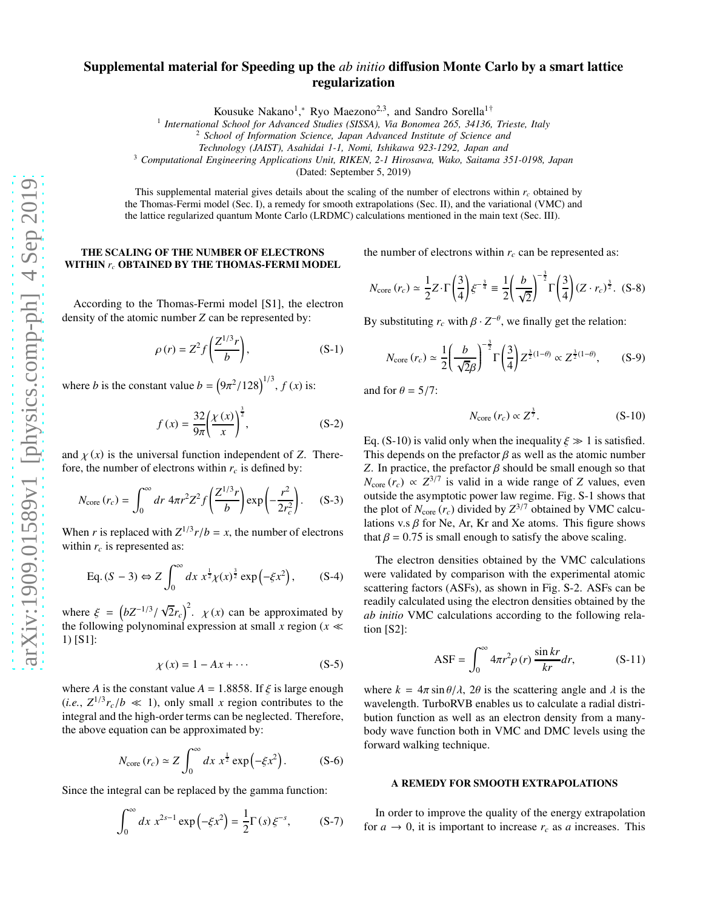# Supplemental material for Speeding up the *ab initio* diffusion Monte Carlo by a smart lattice regularization

Kousuke Nakano[1],*, Ryo Maezono[2,3], and Sandro Sorella[1]†

[1] *International School for Advanced Studies (SISSA), Via Bonomea 265, 34136, Trieste, Italy*
[2] *School of Information Science, Japan Advanced Institute of Science and Technology (JAIST), Asahidai 1-1, Nomi, Ishikawa 923-1292, Japan and*
[3] *Computational Engineering Applications Unit, RIKEN, 2-1 Hirosawa, Wako, Saitama 351-0198, Japan*

(Dated: September 5, 2019)

This supplemental material gives details about the scaling of the number of electrons within $r_c$ obtained by the Thomas-Fermi model (Sec. I), a remedy for smooth extrapolations (Sec. II), and the variational (VMC) and the lattice regularized quantum Monte Carlo (LRDMC) calculations mentioned in the main text (Sec. III).

## THE SCALING OF THE NUMBER OF ELECTRONS WITHIN $r_c$ OBTAINED BY THE THOMAS-FERMI MODEL

According to the Thomas-Fermi model [S1], the electron density of the atomic number $Z$ can be represented by:

$$\rho(r) = Z^2 f\left(\frac{Z^{1/3} r}{b}\right), \tag{S-1}$$

where $b$ is the constant value $b = \left(9\pi^2/128\right)^{1/3}$, $f(x)$ is:

$$f(x) = \frac{32}{9\pi}\left(\frac{\chi(x)}{x}\right)^{\frac{3}{2}}, \tag{S-2}$$

and $\chi(x)$ is the universal function independent of $Z$. Therefore, the number of electrons within $r_c$ is defined by:

$$N_{\mathrm{core}}(r_c) = \int_0^\infty dr\ 4\pi r^2 Z^2 f\left(\frac{Z^{1/3} r}{b}\right)\exp\left(-\frac{r^2}{2r_c^2}\right). \tag{S-3}$$

When $r$ is replaced with $Z^{1/3}r/b = x$, the number of electrons within $r_c$ is represented as:

$$\mathrm{Eq.}\,(S-3) \Leftrightarrow Z\int_0^\infty dx\ x^{\frac{1}{2}}\chi(x)^{\frac{3}{2}}\exp\left(-\xi x^2\right), \tag{S-4}$$

where $\xi = \left(bZ^{-1/3}/\sqrt{2}r_c\right)^2$. $\chi(x)$ can be approximated by the following polynominal expression at small $x$ region ($x \ll 1$) [S1]:

$$\chi(x) = 1 - Ax + \cdots \tag{S-5}$$

where $A$ is the constant value $A = 1.8858$. If $\xi$ is large enough (*i.e.*, $Z^{1/3}r_c/b \ll 1$), only small $x$ region contributes to the integral and the high-order terms can be neglected. Therefore, the above equation can be approximated by:

$$N_{\mathrm{core}}(r_c) \simeq Z\int_0^\infty dx\ x^{\frac{1}{2}}\exp\left(-\xi x^2\right). \tag{S-6}$$

Since the integral can be replaced by the gamma function:

$$\int_0^\infty dx\ x^{2s-1}\exp\left(-\xi x^2\right) = \frac{1}{2}\Gamma(s)\,\xi^{-s}, \tag{S-7}$$

the number of electrons within $r_c$ can be represented as:

$$N_{\mathrm{core}}(r_c) \simeq \frac{1}{2}Z\cdot\Gamma\left(\frac{3}{4}\right)\xi^{-\frac{3}{4}} \equiv \frac{1}{2}\left(\frac{b}{\sqrt{2}}\right)^{-\frac{3}{2}}\Gamma\left(\frac{3}{4}\right)(Z\cdot r_c)^{\frac{3}{2}}. \tag{S-8}$$

By substituting $r_c$ with $\beta\cdot Z^{-\theta}$, we finally get the relation:

$$N_{\mathrm{core}}(r_c) \simeq \frac{1}{2}\left(\frac{b}{\sqrt{2}\beta}\right)^{-\frac{3}{2}}\Gamma\left(\frac{3}{4}\right)Z^{\frac{3}{2}(1-\theta)} \propto Z^{\frac{3}{2}(1-\theta)}, \tag{S-9}$$

and for $\theta = 5/7$:

$$N_{\mathrm{core}}(r_c) \propto Z^{\frac{3}{7}}. \tag{S-10}$$

Eq. (S-10) is valid only when the inequality $\xi \gg 1$ is satisfied. This depends on the prefactor $\beta$ as well as the atomic number $Z$. In practice, the prefactor $\beta$ should be small enough so that $N_{\mathrm{core}}(r_c) \propto Z^{3/7}$ is valid in a wide range of $Z$ values, even outside the asymptotic power law regime. Fig. S-1 shows that the plot of $N_{\mathrm{core}}(r_c)$ divided by $Z^{3/7}$ obtained by VMC calculations v.s $\beta$ for Ne, Ar, Kr and Xe atoms. This figure shows that $\beta = 0.75$ is small enough to satisfy the above scaling.

The electron densities obtained by the VMC calculations were validated by comparison with the experimental atomic scattering factors (ASFs), as shown in Fig. S-2. ASFs can be readily calculated using the electron densities obtained by the *ab initio* VMC calculations according to the following relation [S2]:

$$\mathrm{ASF} = \int_0^\infty 4\pi r^2\rho(r)\frac{\sin kr}{kr}dr, \tag{S-11}$$

where $k = 4\pi\sin\theta/\lambda$, $2\theta$ is the scattering angle and $\lambda$ is the wavelength. TurboRVB enables us to calculate a radial distribution function as well as an electron density from a many-body wave function both in VMC and DMC levels using the forward walking technique.

## A REMEDY FOR SMOOTH EXTRAPOLATIONS

In order to improve the quality of the energy extrapolation for $a \to 0$, it is important to increase $r_c$ as $a$ increases. This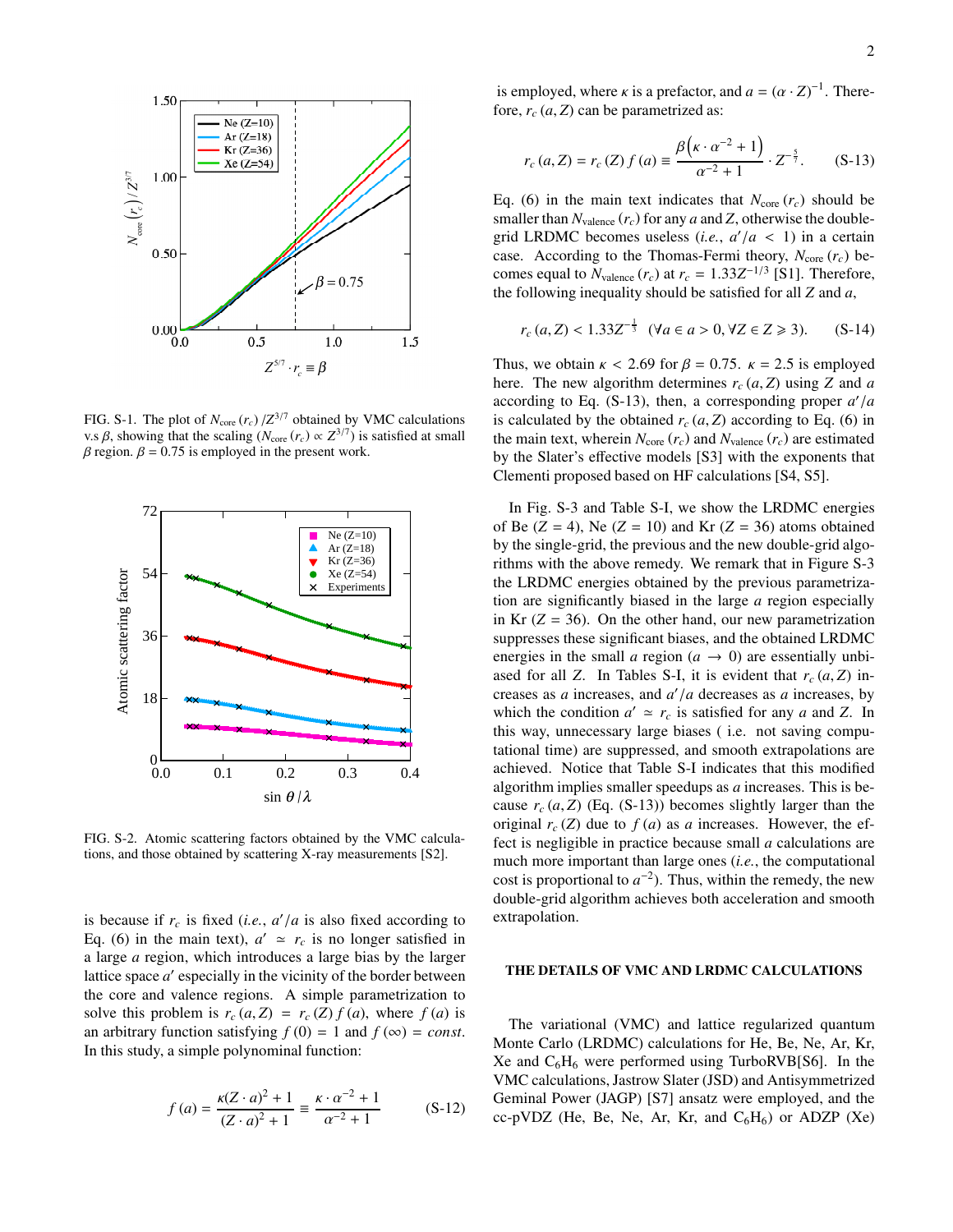FIG. S-1. The plot of $N_{\rm core}(r_c)/Z^{3/7}$ obtained by VMC calculations v.s $\beta$, showing that the scaling ($N_{\rm core}(r_c) \propto Z^{3/7}$) is satisfied at small $\beta$ region. $\beta = 0.75$ is employed in the present work.

FIG. S-2. Atomic scattering factors obtained by the VMC calculations, and those obtained by scattering X-ray measurements [S2].

is because if $r_c$ is fixed (*i.e.*, $a'/a$ is also fixed according to Eq. (6) in the main text), $a' \simeq r_c$ is no longer satisfied in a large $a$ region, which introduces a large bias by the larger lattice space $a'$ especially in the vicinity of the border between the core and valence regions. A simple parametrization to solve this problem is $r_c(a, Z) = r_c(Z) f(a)$, where $f(a)$ is an arbitrary function satisfying $f(0) = 1$ and $f(\infty) = const$. In this study, a simple polynominal function:

$$f(a) = \frac{\kappa (Z \cdot a)^2 + 1}{(Z \cdot a)^2 + 1} \equiv \frac{\kappa \cdot \alpha^{-2} + 1}{\alpha^{-2} + 1} \qquad \text{(S-12)}$$

is employed, where $\kappa$ is a prefactor, and $a = (\alpha \cdot Z)^{-1}$. Therefore, $r_c(a, Z)$ can be parametrized as:

$$r_c(a, Z) = r_c(Z) f(a) \equiv \frac{\beta \left(\kappa \cdot \alpha^{-2} + 1\right)}{\alpha^{-2} + 1} \cdot Z^{-\frac{5}{7}}. \qquad \text{(S-13)}$$

Eq. (6) in the main text indicates that $N_{\rm core}(r_c)$ should be smaller than $N_{\rm valence}(r_c)$ for any $a$ and $Z$, otherwise the double-grid LRDMC becomes useless (*i.e.*, $a'/a < 1$) in a certain case. According to the Thomas-Fermi theory, $N_{\rm core}(r_c)$ becomes equal to $N_{\rm valence}(r_c)$ at $r_c = 1.33 Z^{-1/3}$ [S1]. Therefore, the following inequality should be satisfied for all $Z$ and $a$,

$$r_c(a, Z) < 1.33 Z^{-\frac{1}{3}} \quad (\forall a \in a > 0, \forall Z \in Z \geqslant 3). \qquad \text{(S-14)}$$

Thus, we obtain $\kappa < 2.69$ for $\beta = 0.75$. $\kappa = 2.5$ is employed here. The new algorithm determines $r_c(a, Z)$ using $Z$ and $a$ according to Eq. (S-13), then, a corresponding proper $a'/a$ is calculated by the obtained $r_c(a, Z)$ according to Eq. (6) in the main text, wherein $N_{\rm core}(r_c)$ and $N_{\rm valence}(r_c)$ are estimated by the Slater's effective models [S3] with the exponents that Clementi proposed based on HF calculations [S4, S5].

In Fig. S-3 and Table S-I, we show the LRDMC energies of Be ($Z = 4$), Ne ($Z = 10$) and Kr ($Z = 36$) atoms obtained by the single-grid, the previous and the new double-grid algorithms with the above remedy. We remark that in Figure S-3 the LRDMC energies obtained by the previous parametrization are significantly biased in the large $a$ region especially in Kr ($Z = 36$). On the other hand, our new parametrization suppresses these significant biases, and the obtained LRDMC energies in the small $a$ region ($a \to 0$) are essentially unbiased for all $Z$. In Tables S-I, it is evident that $r_c(a, Z)$ increases as $a$ increases, and $a'/a$ decreases as $a$ increases, by which the condition $a' \simeq r_c$ is satisfied for any $a$ and $Z$. In this way, unnecessary large biases ( i.e. not saving computational time) are suppressed, and smooth extrapolations are achieved. Notice that Table S-I indicates that this modified algorithm implies smaller speedups as $a$ increases. This is because $r_c(a, Z)$ (Eq. (S-13)) becomes slightly larger than the original $r_c(Z)$ due to $f(a)$ as $a$ increases. However, the effect is negligible in practice because small $a$ calculations are much more important than large ones (*i.e.*, the computational cost is proportional to $a^{-2}$). Thus, within the remedy, the new double-grid algorithm achieves both acceleration and smooth extrapolation.

## THE DETAILS OF VMC AND LRDMC CALCULATIONS

The variational (VMC) and lattice regularized quantum Monte Carlo (LRDMC) calculations for He, Be, Ne, Ar, Kr, Xe and $C_6H_6$ were performed using TurboRVB[S6]. In the VMC calculations, Jastrow Slater (JSD) and Antisymmetrized Geminal Power (JAGP) [S7] ansatz were employed, and the cc-pVDZ (He, Be, Ne, Ar, Kr, and $C_6H_6$) or ADZP (Xe)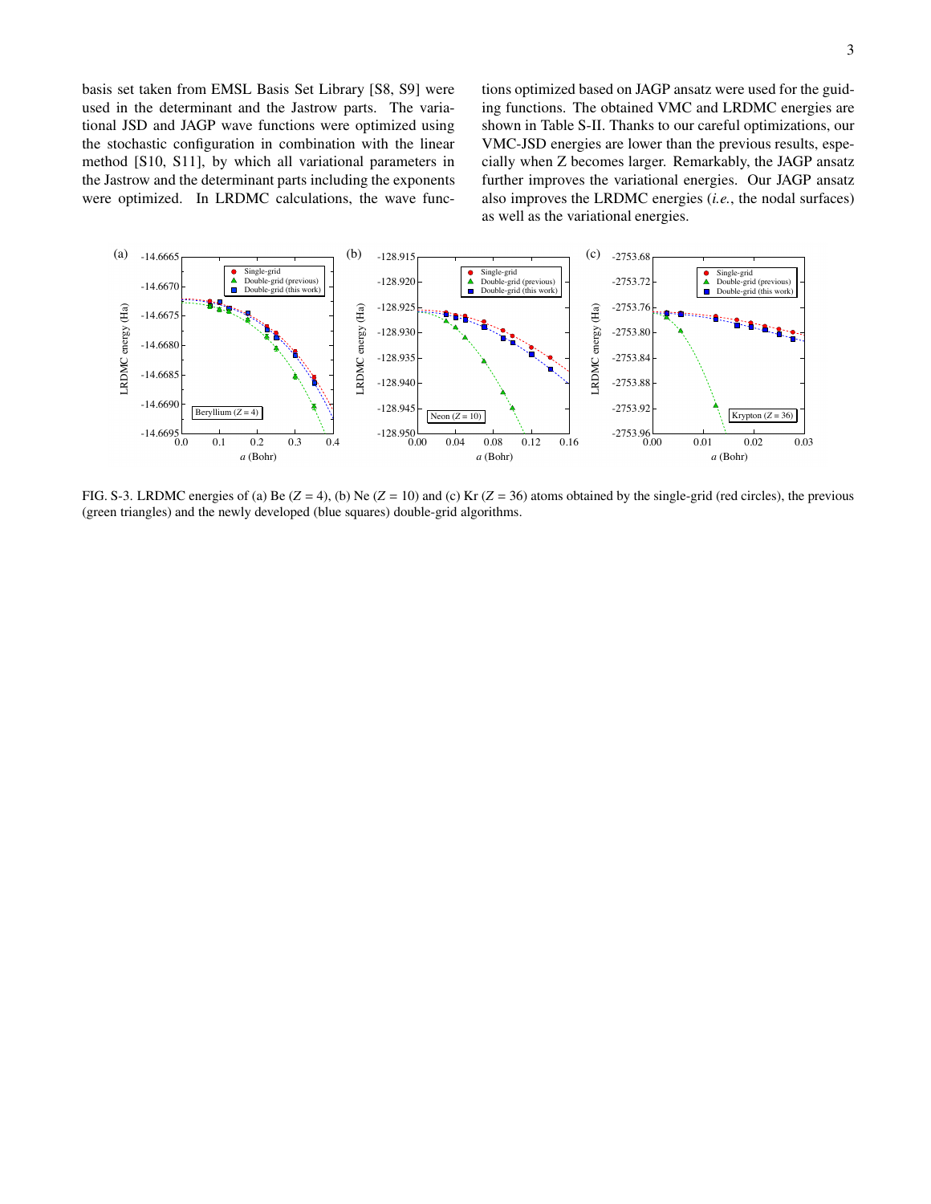basis set taken from EMSL Basis Set Library [S8, S9] were used in the determinant and the Jastrow parts. The variational JSD and JAGP wave functions were optimized using the stochastic configuration in combination with the linear method [S10, S11], by which all variational parameters in the Jastrow and the determinant parts including the exponents were optimized. In LRDMC calculations, the wave functions optimized based on JAGP ansatz were used for the guiding functions. The obtained VMC and LRDMC energies are shown in Table S-II. Thanks to our careful optimizations, our VMC-JSD energies are lower than the previous results, especially when Z becomes larger. Remarkably, the JAGP ansatz further improves the variational energies. Our JAGP ansatz also improves the LRDMC energies (*i.e.*, the nodal surfaces) as well as the variational energies.

FIG. S-3. LRDMC energies of (a) Be ($Z = 4$), (b) Ne ($Z = 10$) and (c) Kr ($Z = 36$) atoms obtained by the single-grid (red circles), the previous (green triangles) and the newly developed (blue squares) double-grid algorithms.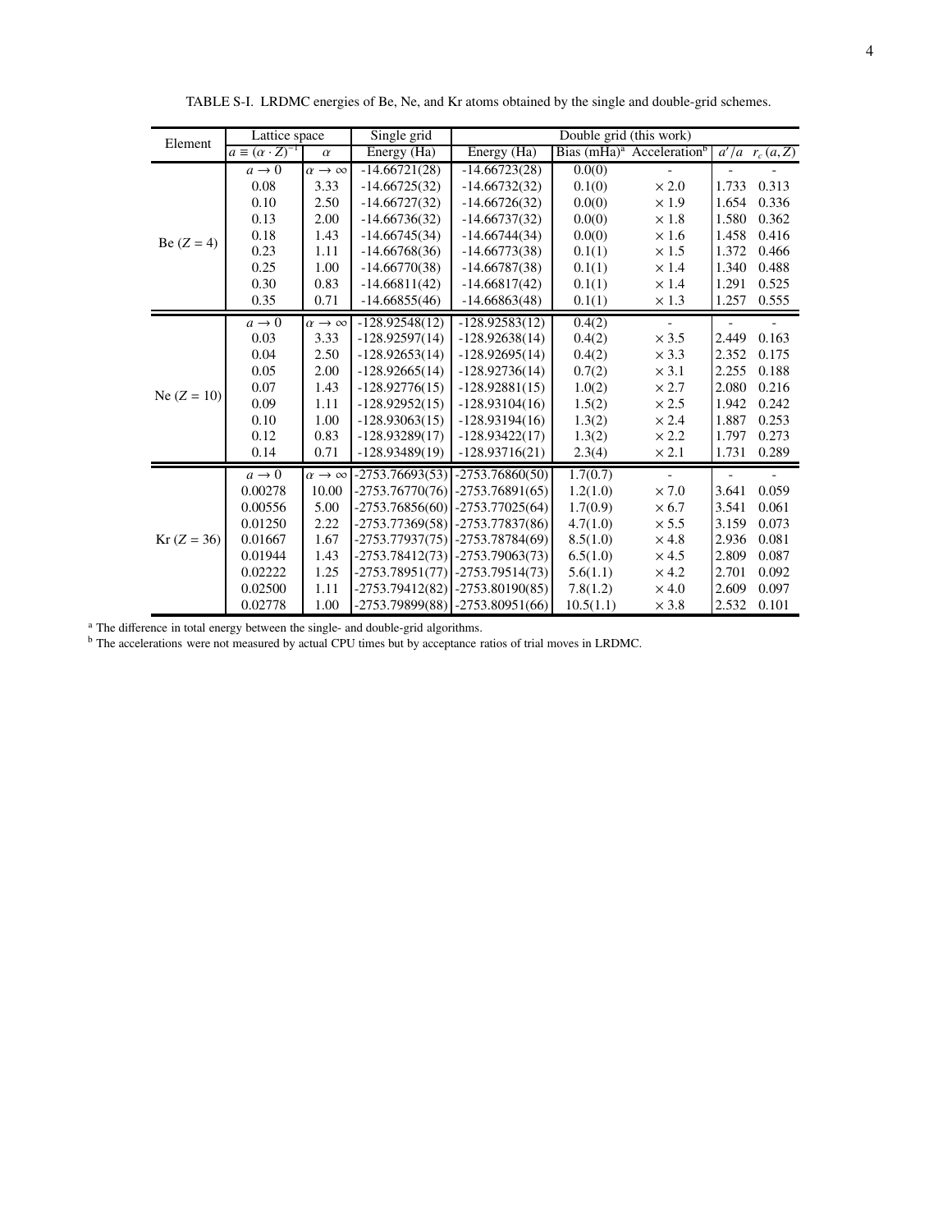TABLE S-I. LRDMC energies of Be, Ne, and Kr atoms obtained by the single and double-grid schemes.

| Element | Lattice space | | Single grid | Double grid (this work) | | | | |
|---|---|---|---|---|---|---|---|---|
| | $a \equiv (\alpha \cdot Z)^{-1}$ | $\alpha$ | Energy (Ha) | Energy (Ha) | Bias (mHa)[a] | Acceleration[b] | $a'/a$ | $r_c(a, Z)$ |
| Be ($Z$ = 4) | $a \to 0$ | $\alpha \to \infty$ | -14.66721(28) | -14.66723(28) | 0.0(0) | - | - | - |
| | 0.08 | 3.33 | -14.66725(32) | -14.66732(32) | 0.1(0) | × 2.0 | 1.733 | 0.313 |
| | 0.10 | 2.50 | -14.66727(32) | -14.66726(32) | 0.0(0) | × 1.9 | 1.654 | 0.336 |
| | 0.13 | 2.00 | -14.66736(32) | -14.66737(32) | 0.0(0) | × 1.8 | 1.580 | 0.362 |
| | 0.18 | 1.43 | -14.66745(34) | -14.66744(34) | 0.0(0) | × 1.6 | 1.458 | 0.416 |
| | 0.23 | 1.11 | -14.66768(36) | -14.66773(38) | 0.1(1) | × 1.5 | 1.372 | 0.466 |
| | 0.25 | 1.00 | -14.66770(38) | -14.66787(38) | 0.1(1) | × 1.4 | 1.340 | 0.488 |
| | 0.30 | 0.83 | -14.66811(42) | -14.66817(42) | 0.1(1) | × 1.4 | 1.291 | 0.525 |
| | 0.35 | 0.71 | -14.66855(46) | -14.66863(48) | 0.1(1) | × 1.3 | 1.257 | 0.555 |
| Ne ($Z$ = 10) | $a \to 0$ | $\alpha \to \infty$ | -128.92548(12) | -128.92583(12) | 0.4(2) | - | - | - |
| | 0.03 | 3.33 | -128.92597(14) | -128.92638(14) | 0.4(2) | × 3.5 | 2.449 | 0.163 |
| | 0.04 | 2.50 | -128.92653(14) | -128.92695(14) | 0.4(2) | × 3.3 | 2.352 | 0.175 |
| | 0.05 | 2.00 | -128.92665(14) | -128.92736(14) | 0.7(2) | × 3.1 | 2.255 | 0.188 |
| | 0.07 | 1.43 | -128.92776(15) | -128.92881(15) | 1.0(2) | × 2.7 | 2.080 | 0.216 |
| | 0.09 | 1.11 | -128.92952(15) | -128.93104(16) | 1.5(2) | × 2.5 | 1.942 | 0.242 |
| | 0.10 | 1.00 | -128.93063(15) | -128.93194(16) | 1.3(2) | × 2.4 | 1.887 | 0.253 |
| | 0.12 | 0.83 | -128.93289(17) | -128.93422(17) | 1.3(2) | × 2.2 | 1.797 | 0.273 |
| | 0.14 | 0.71 | -128.93489(19) | -128.93716(21) | 2.3(4) | × 2.1 | 1.731 | 0.289 |
| Kr ($Z$ = 36) | $a \to 0$ | $\alpha \to \infty$ | -2753.76693(53) | -2753.76860(50) | 1.7(0.7) | - | - | - |
| | 0.00278 | 10.00 | -2753.76770(76) | -2753.76891(65) | 1.2(1.0) | × 7.0 | 3.641 | 0.059 |
| | 0.00556 | 5.00 | -2753.76856(60) | -2753.77025(64) | 1.7(0.9) | × 6.7 | 3.541 | 0.061 |
| | 0.01250 | 2.22 | -2753.77369(58) | -2753.77837(86) | 4.7(1.0) | × 5.5 | 3.159 | 0.073 |
| | 0.01667 | 1.67 | -2753.77937(75) | -2753.78784(69) | 8.5(1.0) | × 4.8 | 2.936 | 0.081 |
| | 0.01944 | 1.43 | -2753.78412(73) | -2753.79063(73) | 6.5(1.0) | × 4.5 | 2.809 | 0.087 |
| | 0.02222 | 1.25 | -2753.78951(77) | -2753.79514(73) | 5.6(1.1) | × 4.2 | 2.701 | 0.092 |
| | 0.02500 | 1.11 | -2753.79412(82) | -2753.80190(85) | 7.8(1.2) | × 4.0 | 2.609 | 0.097 |
| | 0.02778 | 1.00 | -2753.79899(88) | -2753.80951(66) | 10.5(1.1) | × 3.8 | 2.532 | 0.101 |

[a] The difference in total energy between the single- and double-grid algorithms.
[b] The accelerations were not measured by actual CPU times but by acceptance ratios of trial moves in LRDMC.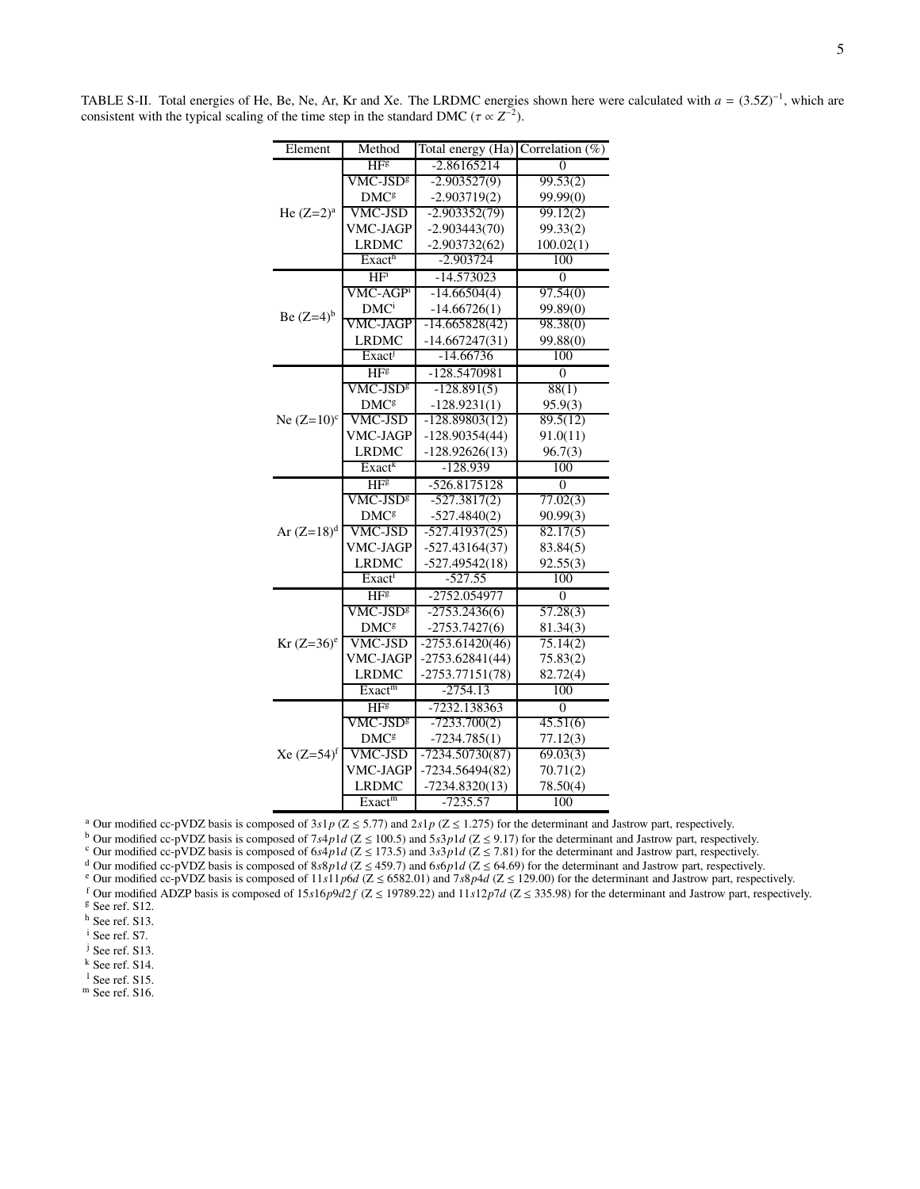TABLE S-II. Total energies of He, Be, Ne, Ar, Kr and Xe. The LRDMC energies shown here were calculated with $a = (3.5Z)^{-1}$, which are consistent with the typical scaling of the time step in the standard DMC ($\tau \propto Z^{-2}$).

| Element | Method | Total energy (Ha) | Correlation (%) |
|---|---|---|---|
| He (Z=2)[a] | HF[g] | -2.86165214 | 0 |
| | VMC-JSD[g] | -2.903527(9) | 99.53(2) |
| | DMC[g] | -2.903719(2) | 99.99(0) |
| | VMC-JSD | -2.903352(79) | 99.12(2) |
| | VMC-JAGP | -2.903443(70) | 99.33(2) |
| | LRDMC | -2.903732(62) | 100.02(1) |
| | Exact[h] | -2.903724 | 100 |
| Be (Z=4)[b] | HF[i] | -14.573023 | 0 |
| | VMC-AGP[i] | -14.66504(4) | 97.54(0) |
| | DMC[i] | -14.66726(1) | 99.89(0) |
| | VMC-JAGP | -14.665828(42) | 98.38(0) |
| | LRDMC | -14.667247(31) | 99.88(0) |
| | Exact[j] | -14.66736 | 100 |
| Ne (Z=10)[c] | HF[g] | -128.5470981 | 0 |
| | VMC-JSD[g] | -128.891(5) | 88(1) |
| | DMC[g] | -128.9231(1) | 95.9(3) |
| | VMC-JSD | -128.89803(12) | 89.5(12) |
| | VMC-JAGP | -128.90354(44) | 91.0(11) |
| | LRDMC | -128.92626(13) | 96.7(3) |
| | Exact[k] | -128.939 | 100 |
| Ar (Z=18)[d] | HF[g] | -526.8175128 | 0 |
| | VMC-JSD[g] | -527.3817(2) | 77.02(3) |
| | DMC[g] | -527.4840(2) | 90.99(3) |
| | VMC-JSD | -527.41937(25) | 82.17(5) |
| | VMC-JAGP | -527.43164(37) | 83.84(5) |
| | LRDMC | -527.49542(18) | 92.55(3) |
| | Exact[l] | -527.55 | 100 |
| Kr (Z=36)[e] | HF[g] | -2752.054977 | 0 |
| | VMC-JSD[g] | -2753.2436(6) | 57.28(3) |
| | DMC[g] | -2753.7427(6) | 81.34(3) |
| | VMC-JSD | -2753.61420(46) | 75.14(2) |
| | VMC-JAGP | -2753.62841(44) | 75.83(2) |
| | LRDMC | -2753.77151(78) | 82.72(4) |
| | Exact[m] | -2754.13 | 100 |
| Xe (Z=54)[f] | HF[g] | -7232.138363 | 0 |
| | VMC-JSD[g] | -7233.700(2) | 45.51(6) |
| | DMC[g] | -7234.785(1) | 77.12(3) |
| | VMC-JSD | -7234.50730(87) | 69.03(3) |
| | VMC-JAGP | -7234.56494(82) | 70.71(2) |
| | LRDMC | -7234.8320(13) | 78.50(4) |
| | Exact[m] | -7235.57 | 100 |

[a] Our modified cc-pVDZ basis is composed of $3s1p$ ($Z \leq 5.77$) and $2s1p$ ($Z \leq 1.275$) for the determinant and Jastrow part, respectively.
[b] Our modified cc-pVDZ basis is composed of $7s4p1d$ ($Z \leq 100.5$) and $5s3p1d$ ($Z \leq 9.17$) for the determinant and Jastrow part, respectively.
[c] Our modified cc-pVDZ basis is composed of $6s4p1d$ ($Z \leq 173.5$) and $3s3p1d$ ($Z \leq 7.81$) for the determinant and Jastrow part, respectively.
[d] Our modified cc-pVDZ basis is composed of $8s8p1d$ ($Z \leq 459.7$) and $6s6p1d$ ($Z \leq 64.69$) for the determinant and Jastrow part, respectively.
[e] Our modified cc-pVDZ basis is composed of $11s11p6d$ ($Z \leq 6582.01$) and $7s8p4d$ ($Z \leq 129.00$) for the determinant and Jastrow part, respectively.
[f] Our modified ADZP basis is composed of $15s16p9d2f$ ($Z \leq 19789.22$) and $11s12p7d$ ($Z \leq 335.98$) for the determinant and Jastrow part, respectively.
[g] See ref. S12.
[h] See ref. S13.
[i] See ref. S7.
[j] See ref. S13.
[k] See ref. S14.
[l] See ref. S15.
[m] See ref. S16.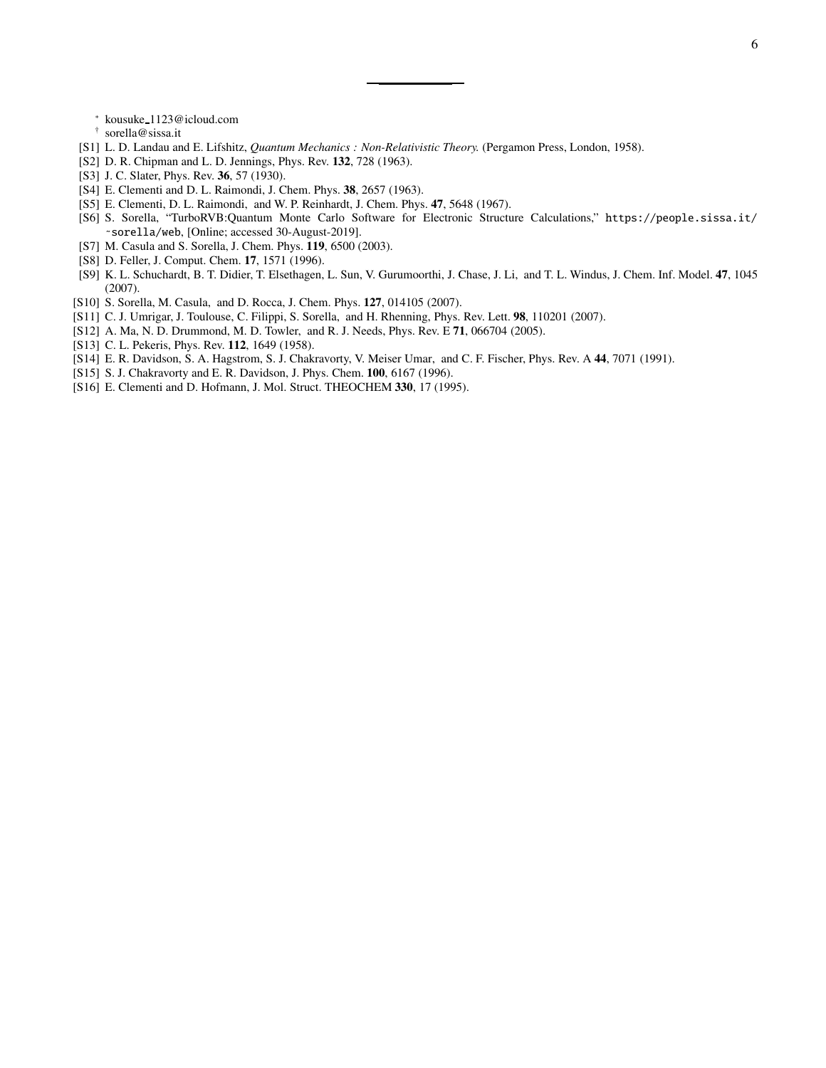* kousuke_1123@icloud.com

† sorella@sissa.it

[S1] L. D. Landau and E. Lifshitz, *Quantum Mechanics : Non-Relativistic Theory.* (Pergamon Press, London, 1958).

[S2] D. R. Chipman and L. D. Jennings, Phys. Rev. **132**, 728 (1963).

[S3] J. C. Slater, Phys. Rev. **36**, 57 (1930).

[S4] E. Clementi and D. L. Raimondi, J. Chem. Phys. **38**, 2657 (1963).

[S5] E. Clementi, D. L. Raimondi, and W. P. Reinhardt, J. Chem. Phys. **47**, 5648 (1967).

[S6] S. Sorella, "TurboRVB:Quantum Monte Carlo Software for Electronic Structure Calculations," https://people.sissa.it/~sorella/web, [Online; accessed 30-August-2019].

[S7] M. Casula and S. Sorella, J. Chem. Phys. **119**, 6500 (2003).

[S8] D. Feller, J. Comput. Chem. **17**, 1571 (1996).

[S9] K. L. Schuchardt, B. T. Didier, T. Elsethagen, L. Sun, V. Gurumoorthi, J. Chase, J. Li, and T. L. Windus, J. Chem. Inf. Model. **47**, 1045 (2007).

[S10] S. Sorella, M. Casula, and D. Rocca, J. Chem. Phys. **127**, 014105 (2007).

[S11] C. J. Umrigar, J. Toulouse, C. Filippi, S. Sorella, and H. Rhenning, Phys. Rev. Lett. **98**, 110201 (2007).

[S12] A. Ma, N. D. Drummond, M. D. Towler, and R. J. Needs, Phys. Rev. E **71**, 066704 (2005).

[S13] C. L. Pekeris, Phys. Rev. **112**, 1649 (1958).

[S14] E. R. Davidson, S. A. Hagstrom, S. J. Chakravorty, V. Meiser Umar, and C. F. Fischer, Phys. Rev. A **44**, 7071 (1991).

[S15] S. J. Chakravorty and E. R. Davidson, J. Phys. Chem. **100**, 6167 (1996).

[S16] E. Clementi and D. Hofmann, J. Mol. Struct. THEOCHEM **330**, 17 (1995).